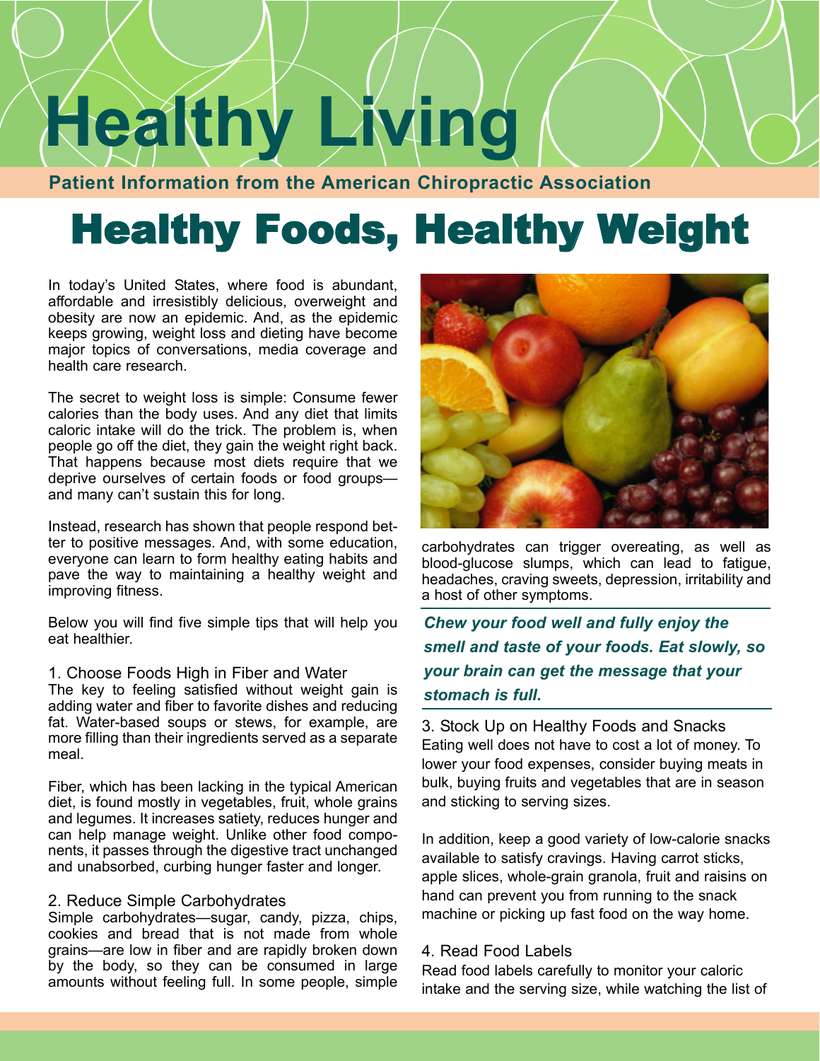# Healthy Living

**Patient Information from the American Chiropractic Association**

# Healthy Foods, Healthy Weight

In today's United States, where food is abundant, affordable and irresistibly delicious, overweight and obesity are now an epidemic. And, as the epidemic keeps growing, weight loss and dieting have become major topics of conversations, media coverage and health care research.

The secret to weight loss is simple: Consume fewer calories than the body uses. And any diet that limits caloric intake will do the trick. The problem is, when people go off the diet, they gain the weight right back. That happens because most diets require that we deprive ourselves of certain foods or food groups—and many can't sustain this for long.

Instead, research has shown that people respond better to positive messages. And, with some education, everyone can learn to form healthy eating habits and pave the way to maintaining a healthy weight and improving fitness.

Below you will find five simple tips that will help you eat healthier.

## 1. Choose Foods High in Fiber and Water

The key to feeling satisfied without weight gain is adding water and fiber to favorite dishes and reducing fat. Water-based soups or stews, for example, are more filling than their ingredients served as a separate meal.

Fiber, which has been lacking in the typical American diet, is found mostly in vegetables, fruit, whole grains and legumes. It increases satiety, reduces hunger and can help manage weight. Unlike other food components, it passes through the digestive tract unchanged and unabsorbed, curbing hunger faster and longer.

## 2. Reduce Simple Carbohydrates

Simple carbohydrates—sugar, candy, pizza, chips, cookies and bread that is not made from whole grains—are low in fiber and are rapidly broken down by the body, so they can be consumed in large amounts without feeling full. In some people, simple carbohydrates can trigger overeating, as well as blood-glucose slumps, which can lead to fatigue, headaches, craving sweets, depression, irritability and a host of other symptoms.

***Chew your food well and fully enjoy the smell and taste of your foods. Eat slowly, so your brain can get the message that your stomach is full.***

## 3. Stock Up on Healthy Foods and Snacks

Eating well does not have to cost a lot of money. To lower your food expenses, consider buying meats in bulk, buying fruits and vegetables that are in season and sticking to serving sizes.

In addition, keep a good variety of low-calorie snacks available to satisfy cravings. Having carrot sticks, apple slices, whole-grain granola, fruit and raisins on hand can prevent you from running to the snack machine or picking up fast food on the way home.

## 4. Read Food Labels

Read food labels carefully to monitor your caloric intake and the serving size, while watching the list of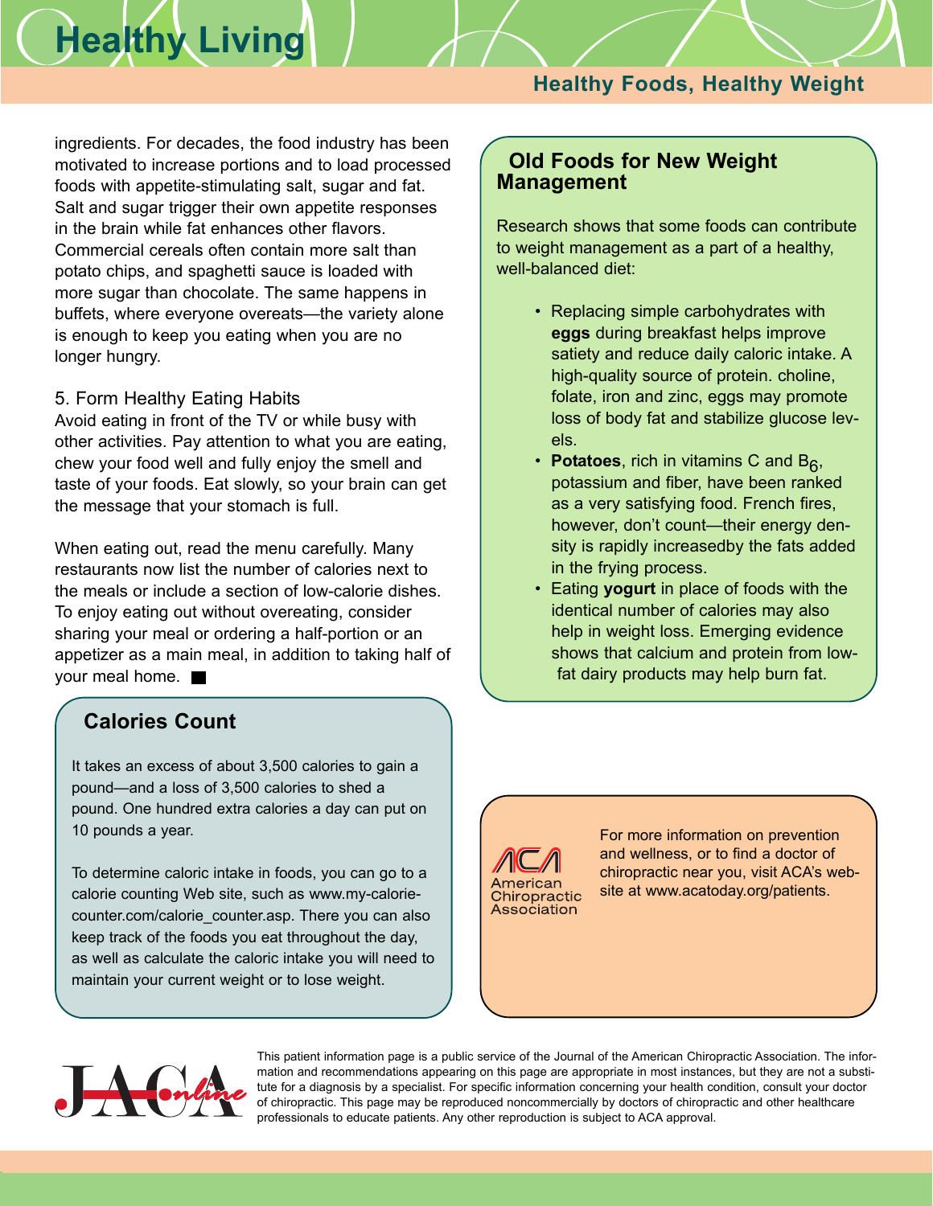ingredients. For decades, the food industry has been motivated to increase portions and to load processed foods with appetite-stimulating salt, sugar and fat. Salt and sugar trigger their own appetite responses in the brain while fat enhances other flavors. Commercial cereals often contain more salt than potato chips, and spaghetti sauce is loaded with more sugar than chocolate. The same happens in buffets, where everyone overeats—the variety alone is enough to keep you eating when you are no longer hungry.

### 5. Form Healthy Eating Habits

Avoid eating in front of the TV or while busy with other activities. Pay attention to what you are eating, chew your food well and fully enjoy the smell and taste of your foods. Eat slowly, so your brain can get the message that your stomach is full.

When eating out, read the menu carefully. Many restaurants now list the number of calories next to the meals or include a section of low-calorie dishes. To enjoy eating out without overeating, consider sharing your meal or ordering a half-portion or an appetizer as a main meal, in addition to taking half of your meal home. ■

## Calories Count

It takes an excess of about 3,500 calories to gain a pound—and a loss of 3,500 calories to shed a pound. One hundred extra calories a day can put on 10 pounds a year.

To determine caloric intake in foods, you can go to a calorie counting Web site, such as www.my-calorie-counter.com/calorie_counter.asp. There you can also keep track of the foods you eat throughout the day, as well as calculate the caloric intake you will need to maintain your current weight or to lose weight.

## Old Foods for New Weight Management

Research shows that some foods can contribute to weight management as a part of a healthy, well-balanced diet:

- Replacing simple carbohydrates with **eggs** during breakfast helps improve satiety and reduce daily caloric intake. A high-quality source of protein. choline, folate, iron and zinc, eggs may promote loss of body fat and stabilize glucose levels.
- **Potatoes**, rich in vitamins C and $B_6$, potassium and fiber, have been ranked as a very satisfying food. French fires, however, don't count—their energy density is rapidly increasedby the fats added in the frying process.
- Eating **yogurt** in place of foods with the identical number of calories may also help in weight loss. Emerging evidence shows that calcium and protein from low-fat dairy products may help burn fat.

ACA American Chiropractic Association

For more information on prevention and wellness, or to find a doctor of chiropractic near you, visit ACA's website at www.acatoday.org/patients.

JACA online

This patient information page is a public service of the Journal of the American Chiropractic Association. The information and recommendations appearing on this page are appropriate in most instances, but they are not a substitute for a diagnosis by a specialist. For specific information concerning your health condition, consult your doctor of chiropractic. This page may be reproduced noncommercially by doctors of chiropractic and other healthcare professionals to educate patients. Any other reproduction is subject to ACA approval.